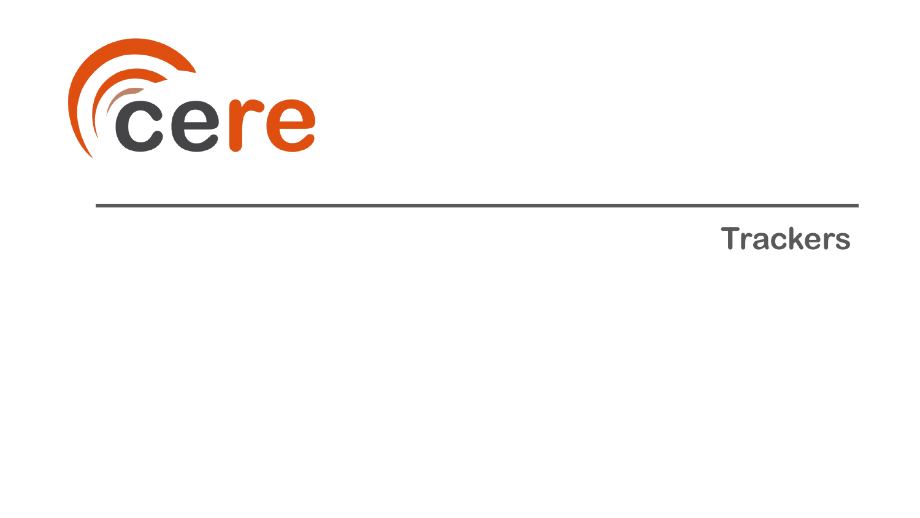cere

# Trackers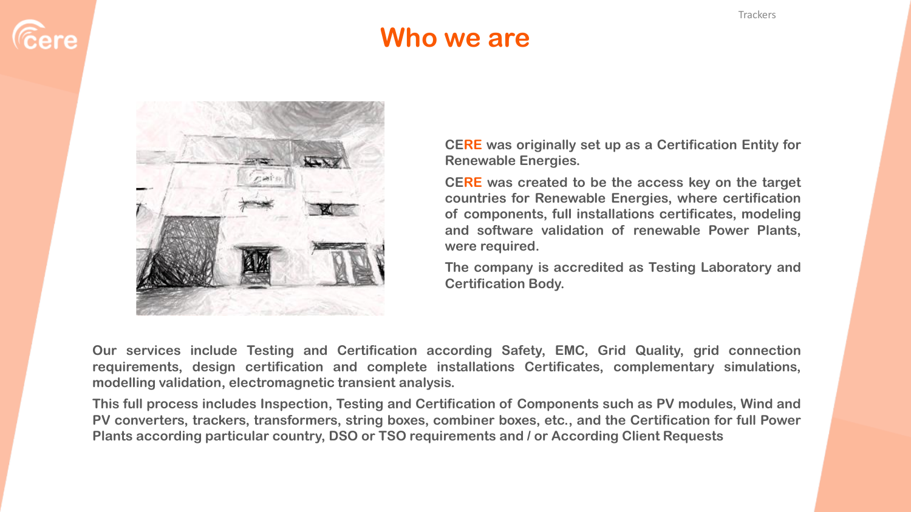# Who we are

**CERE was originally set up as a Certification Entity for Renewable Energies.**

**CERE was created to be the access key on the target countries for Renewable Energies, where certification of components, full installations certificates, modeling and software validation of renewable Power Plants, were required.**

**The company is accredited as Testing Laboratory and Certification Body.**

**Our services include Testing and Certification according Safety, EMC, Grid Quality, grid connection requirements, design certification and complete installations Certificates, complementary simulations, modelling validation, electromagnetic transient analysis.**

**This full process includes Inspection, Testing and Certification of Components such as PV modules, Wind and PV converters, trackers, transformers, string boxes, combiner boxes, etc., and the Certification for full Power Plants according particular country, DSO or TSO requirements and / or According Client Requests**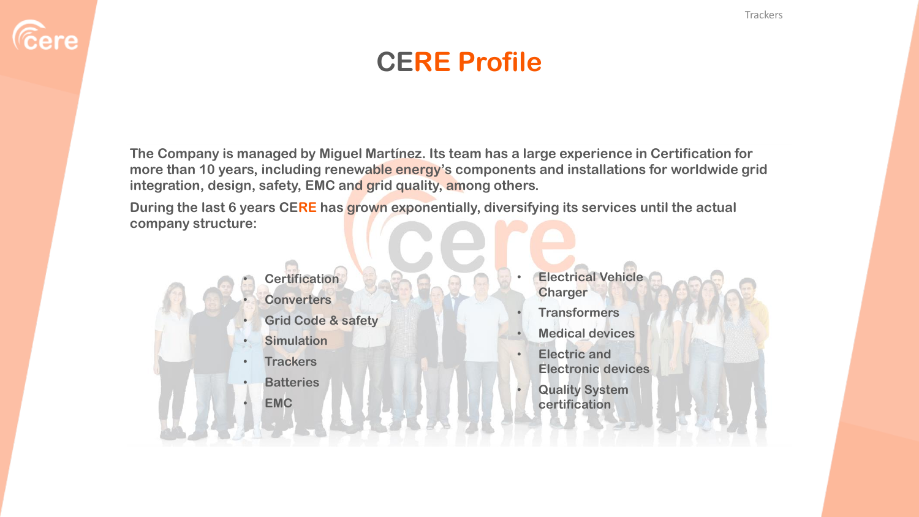# CERE Profile

**The Company is managed by Miguel Martínez. Its team has a large experience in Certification for more than 10 years, including renewable energy's components and installations for worldwide grid integration, design, safety, EMC and grid quality, among others.**

**During the last 6 years CERE has grown exponentially, diversifying its services until the actual company structure:**

- **Certification**
- **Converters**
- **Grid Code & safety**
- **Simulation**
- **Trackers**
- **Batteries**
- **EMC**
- **Electrical Vehicle Charger**
- **Transformers**
- **Medical devices**
- **Electric and Electronic devices**
- **Quality System certification**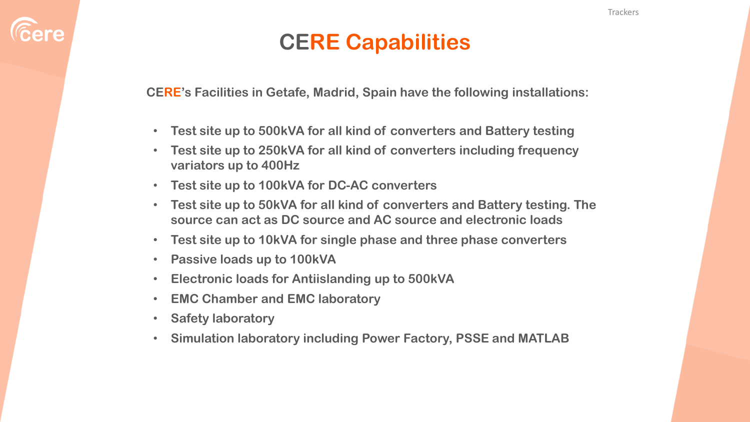# CERE Capabilities

**CERE's Facilities in Getafe, Madrid, Spain have the following installations:**

- **Test site up to 500kVA for all kind of converters and Battery testing**
- **Test site up to 250kVA for all kind of converters including frequency variators up to 400Hz**
- **Test site up to 100kVA for DC-AC converters**
- **Test site up to 50kVA for all kind of converters and Battery testing. The source can act as DC source and AC source and electronic loads**
- **Test site up to 10kVA for single phase and three phase converters**
- **Passive loads up to 100kVA**
- **Electronic loads for Antiislanding up to 500kVA**
- **EMC Chamber and EMC laboratory**
- **Safety laboratory**
- **Simulation laboratory including Power Factory, PSSE and MATLAB**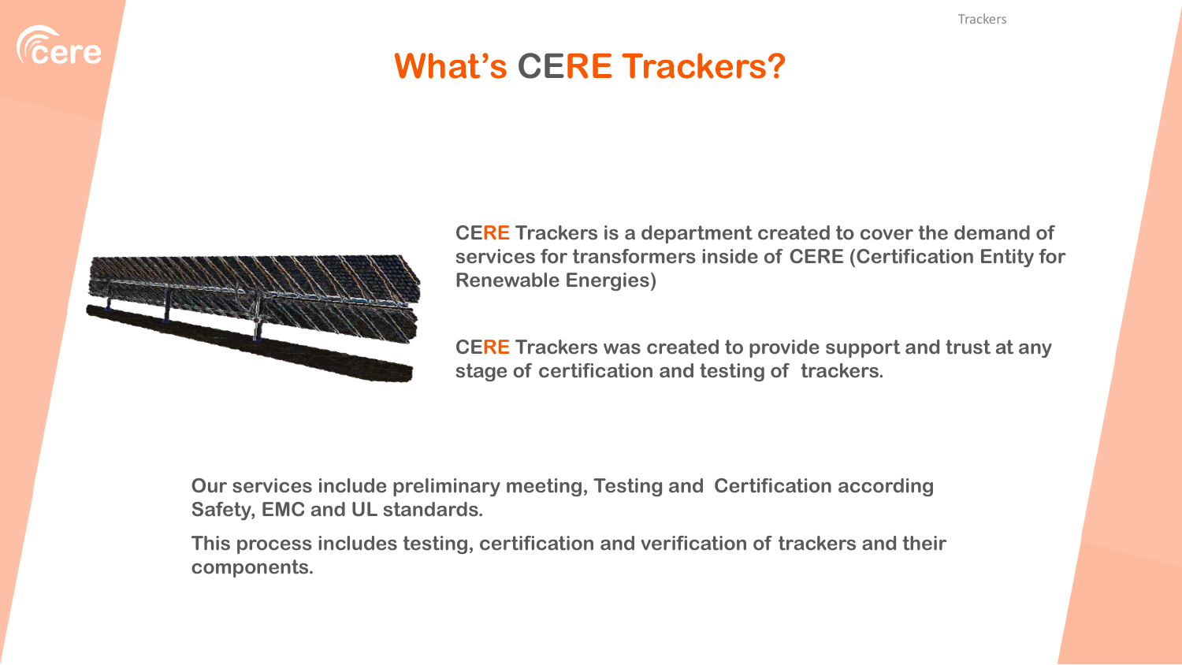# What's CERE Trackers?

**CERE Trackers is a department created to cover the demand of services for transformers inside of CERE (Certification Entity for Renewable Energies)**

**CERE Trackers was created to provide support and trust at any stage of certification and testing of trackers.**

**Our services include preliminary meeting, Testing and Certification according Safety, EMC and UL standards.**

**This process includes testing, certification and verification of trackers and their components.**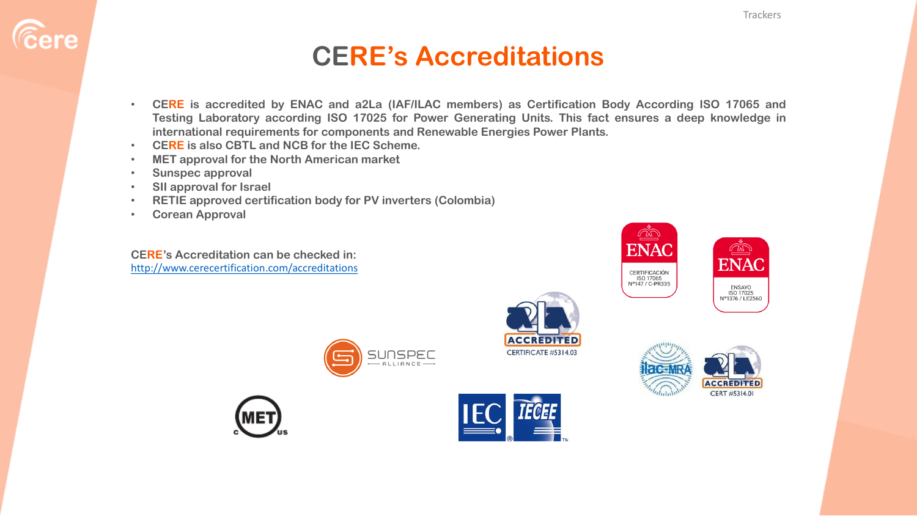# CERE's Accreditations

- CERE is accredited by ENAC and a2La (IAF/ILAC members) as Certification Body According ISO 17065 and Testing Laboratory according ISO 17025 for Power Generating Units. This fact ensures a deep knowledge in international requirements for components and Renewable Energies Power Plants.
- CERE is also CBTL and NCB for the IEC Scheme.
- MET approval for the North American market
- Sunspec approval
- SII approval for Israel
- RETIE approved certification body for PV inverters (Colombia)
- Corean Approval

CERE's Accreditation can be checked in:
http://www.cerecertification.com/accreditations

ENAC CERTIFICACIÓN ISO 17065 Nº147 / C-PR335

ENAC ENSAYO ISO 17025 Nº1376 / LE2560

ACCREDITED CERTIFICATE #5314.03

ACCREDITED CERT #5314.01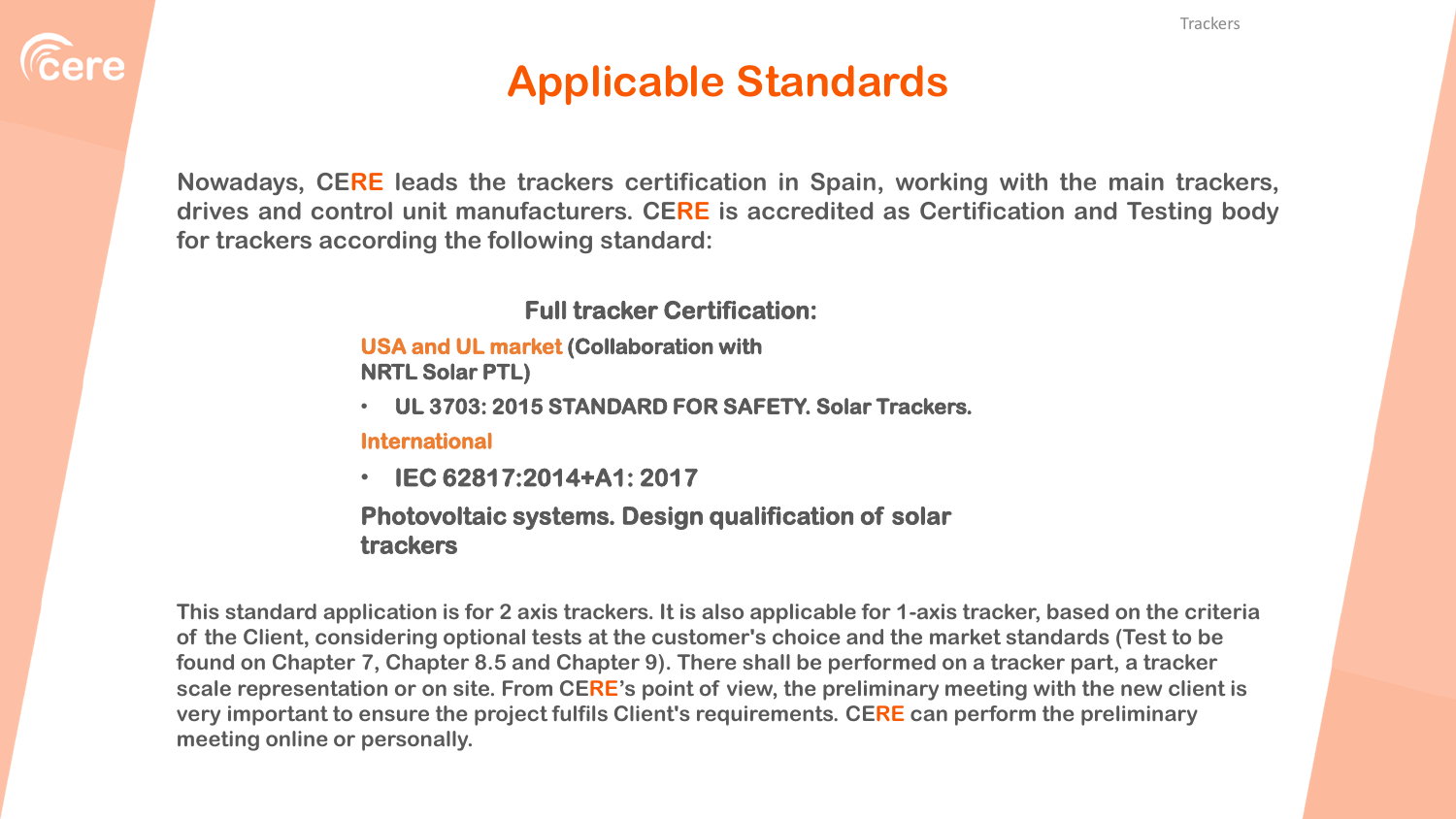# Applicable Standards

Nowadays, CERE leads the trackers certification in Spain, working with the main trackers, drives and control unit manufacturers. CERE is accredited as Certification and Testing body for trackers according the following standard:

**Full tracker Certification:**

**USA and UL market (Collaboration with NRTL Solar PTL)**

- **UL 3703: 2015 STANDARD FOR SAFETY. Solar Trackers.**

**International**

- **IEC 62817:2014+A1: 2017**

**Photovoltaic systems. Design qualification of solar trackers**

This standard application is for 2 axis trackers. It is also applicable for 1-axis tracker, based on the criteria of the Client, considering optional tests at the customer's choice and the market standards (Test to be found on Chapter 7, Chapter 8.5 and Chapter 9). There shall be performed on a tracker part, a tracker scale representation or on site. From CERE's point of view, the preliminary meeting with the new client is very important to ensure the project fulfils Client's requirements. CERE can perform the preliminary meeting online or personally.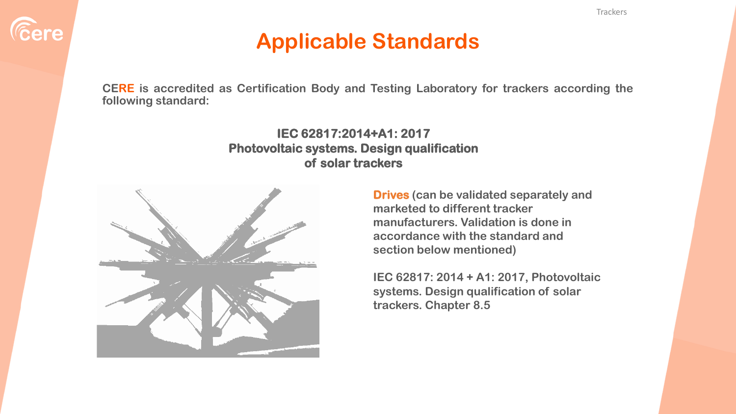# Applicable Standards

**CERE is accredited as Certification Body and Testing Laboratory for trackers according the following standard:**

**IEC 62817:2014+A1: 2017**
**Photovoltaic systems. Design qualification of solar trackers**

**Drives (can be validated separately and marketed to different tracker manufacturers. Validation is done in accordance with the standard and section below mentioned)**

**IEC 62817: 2014 + A1: 2017, Photovoltaic systems. Design qualification of solar trackers. Chapter 8.5**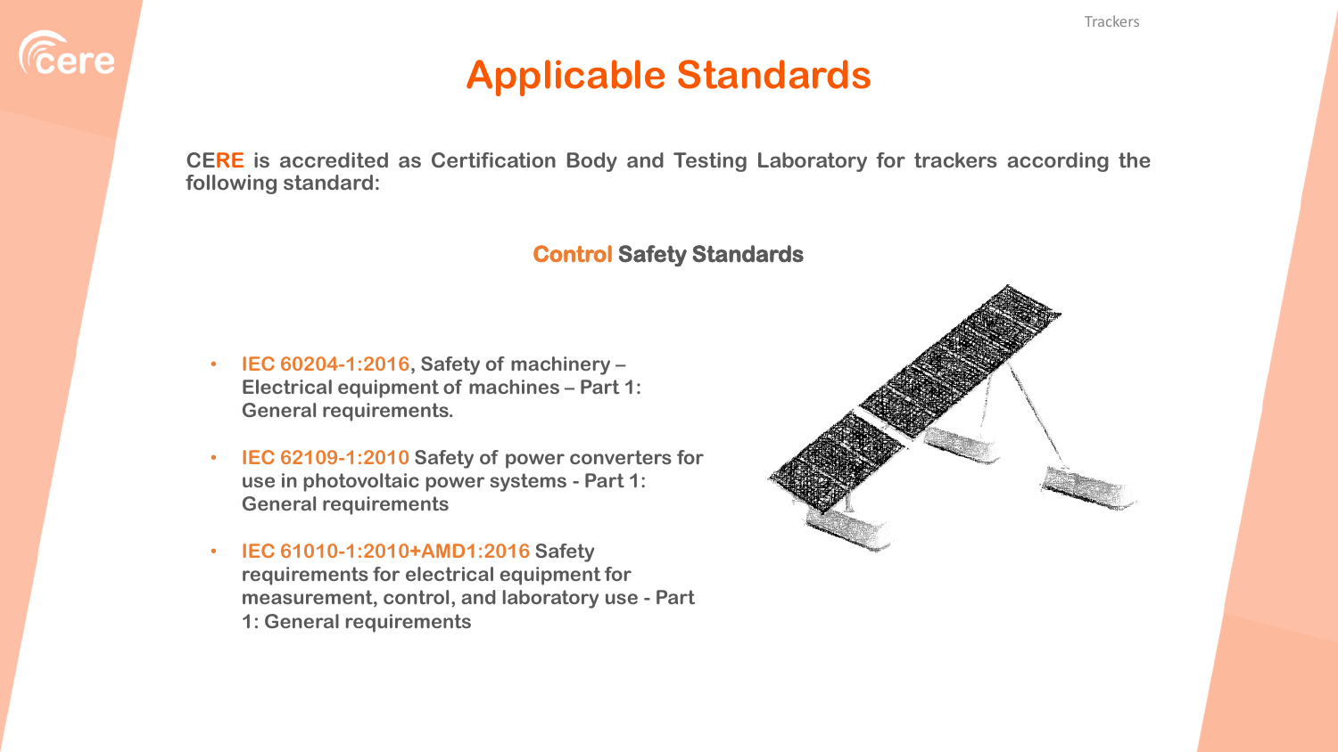# Applicable Standards

**CERE is accredited as Certification Body and Testing Laboratory for trackers according the following standard:**

## Control Safety Standards

- **IEC 60204-1:2016, Safety of machinery – Electrical equipment of machines – Part 1: General requirements.**
- **IEC 62109-1:2010 Safety of power converters for use in photovoltaic power systems - Part 1: General requirements**
- **IEC 61010-1:2010+AMD1:2016 Safety requirements for electrical equipment for measurement, control, and laboratory use - Part 1: General requirements**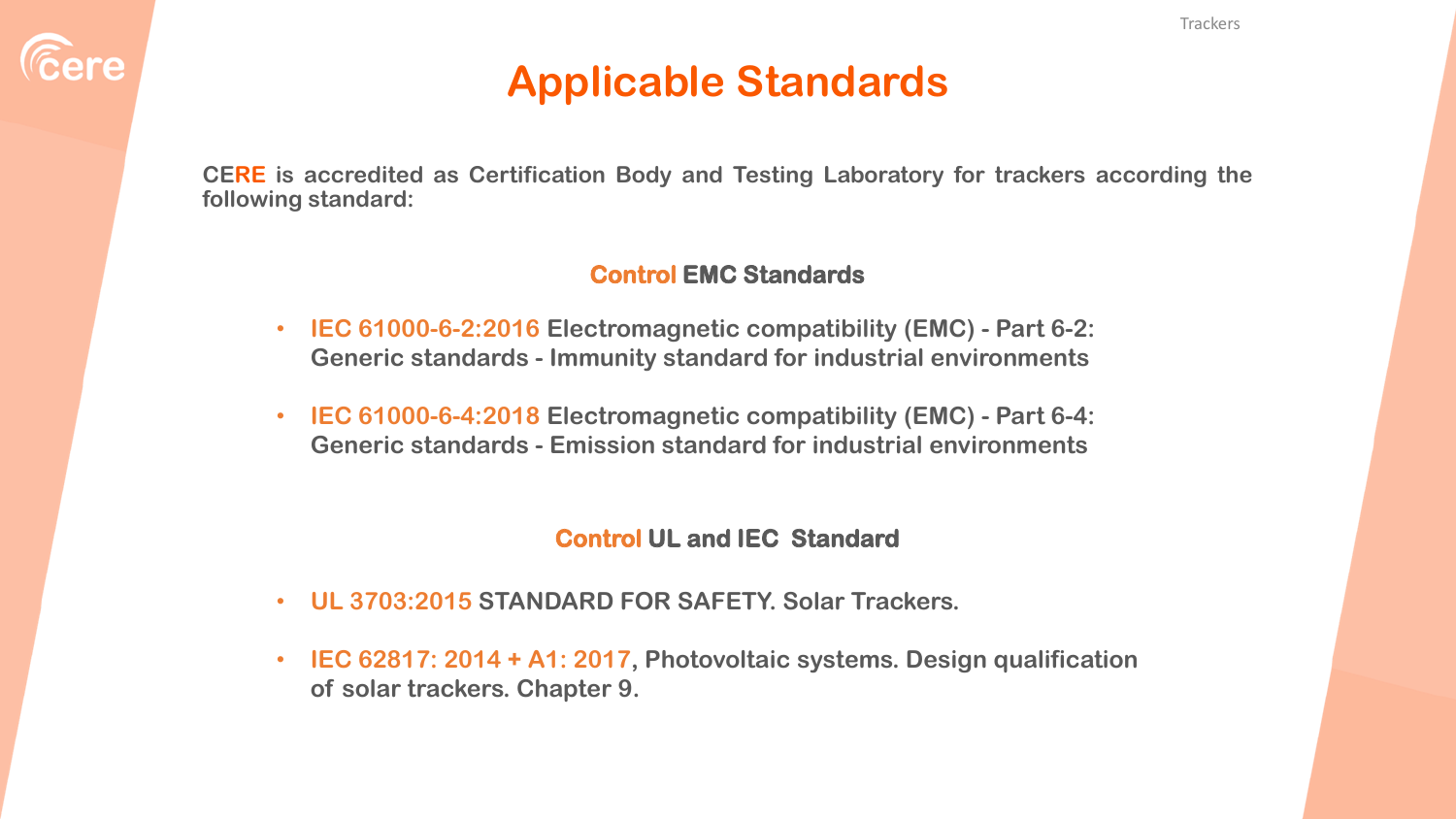# Applicable Standards

**CERE is accredited as Certification Body and Testing Laboratory for trackers according the following standard:**

### Control EMC Standards

- **IEC 61000-6-2:2016 Electromagnetic compatibility (EMC) - Part 6-2: Generic standards - Immunity standard for industrial environments**
- **IEC 61000-6-4:2018 Electromagnetic compatibility (EMC) - Part 6-4: Generic standards - Emission standard for industrial environments**

### Control UL and IEC Standard

- **UL 3703:2015 STANDARD FOR SAFETY. Solar Trackers.**
- **IEC 62817: 2014 + A1: 2017, Photovoltaic systems. Design qualification of solar trackers. Chapter 9.**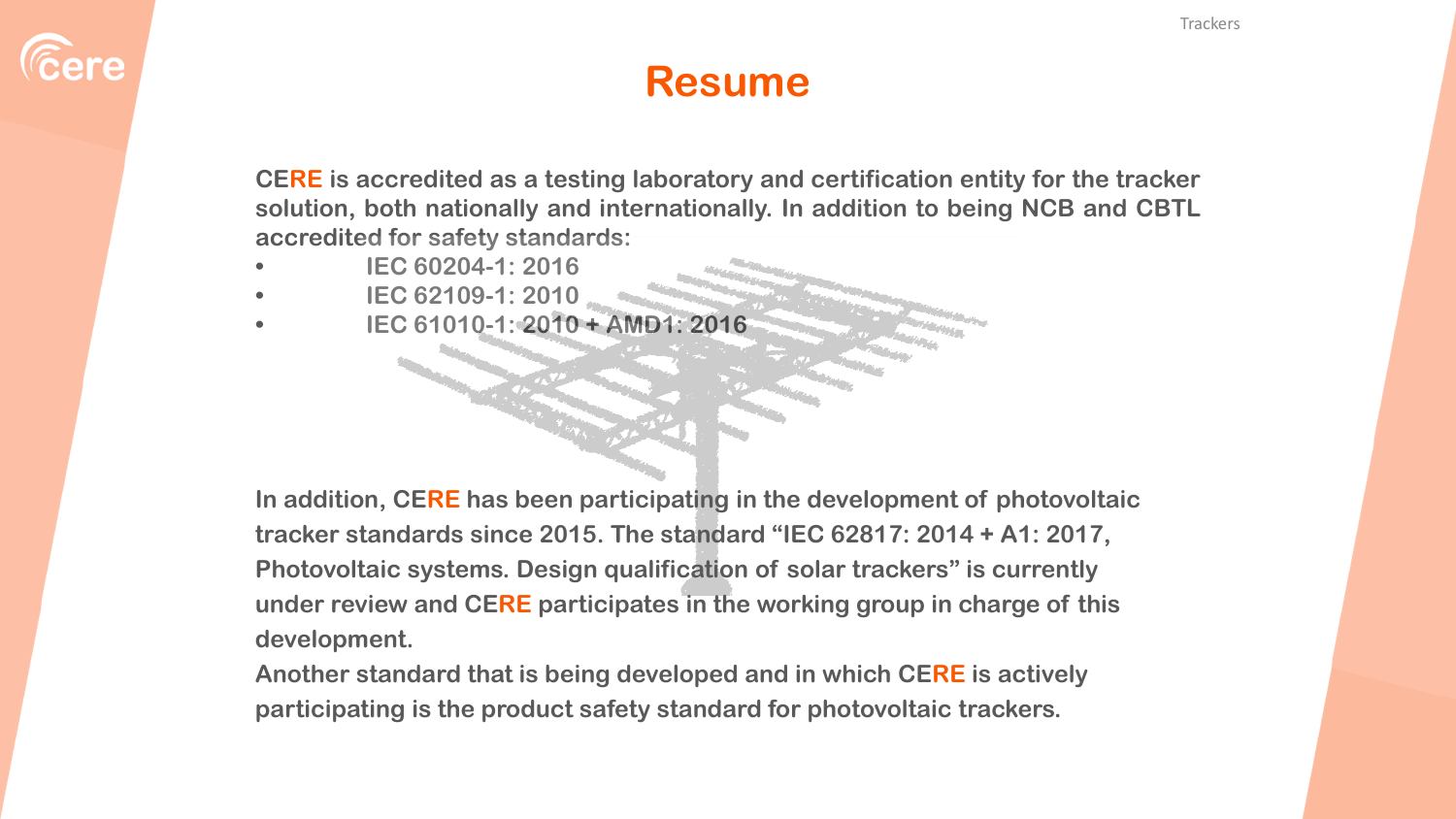# Resume

**CERE is accredited as a testing laboratory and certification entity for the tracker solution, both nationally and internationally. In addition to being NCB and CBTL accredited for safety standards:**

- **IEC 60204-1: 2016**
- **IEC 62109-1: 2010**
- **IEC 61010-1: 2010 + AMD1: 2016**

**In addition, CERE has been participating in the development of photovoltaic tracker standards since 2015. The standard "IEC 62817: 2014 + A1: 2017, Photovoltaic systems. Design qualification of solar trackers" is currently under review and CERE participates in the working group in charge of this development.**

**Another standard that is being developed and in which CERE is actively participating is the product safety standard for photovoltaic trackers.**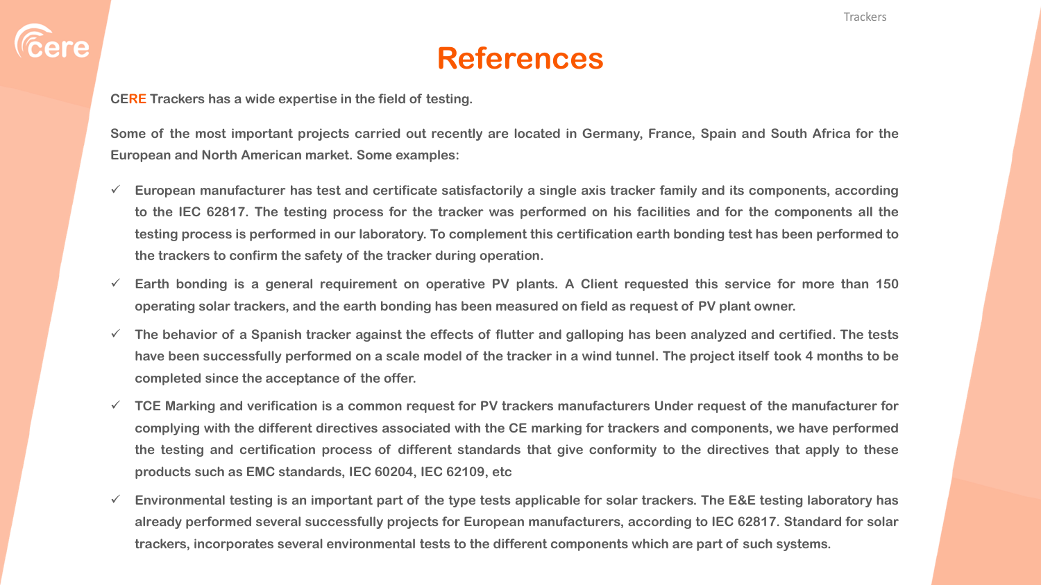# References

CERE Trackers has a wide expertise in the field of testing.

Some of the most important projects carried out recently are located in Germany, France, Spain and South Africa for the European and North American market. Some examples:

- ✓ European manufacturer has test and certificate satisfactorily a single axis tracker family and its components, according to the IEC 62817. The testing process for the tracker was performed on his facilities and for the components all the testing process is performed in our laboratory. To complement this certification earth bonding test has been performed to the trackers to confirm the safety of the tracker during operation.
- ✓ Earth bonding is a general requirement on operative PV plants. A Client requested this service for more than 150 operating solar trackers, and the earth bonding has been measured on field as request of PV plant owner.
- ✓ The behavior of a Spanish tracker against the effects of flutter and galloping has been analyzed and certified. The tests have been successfully performed on a scale model of the tracker in a wind tunnel. The project itself took 4 months to be completed since the acceptance of the offer.
- ✓ TCE Marking and verification is a common request for PV trackers manufacturers Under request of the manufacturer for complying with the different directives associated with the CE marking for trackers and components, we have performed the testing and certification process of different standards that give conformity to the directives that apply to these products such as EMC standards, IEC 60204, IEC 62109, etc
- ✓ Environmental testing is an important part of the type tests applicable for solar trackers. The E&E testing laboratory has already performed several successfully projects for European manufacturers, according to IEC 62817. Standard for solar trackers, incorporates several environmental tests to the different components which are part of such systems.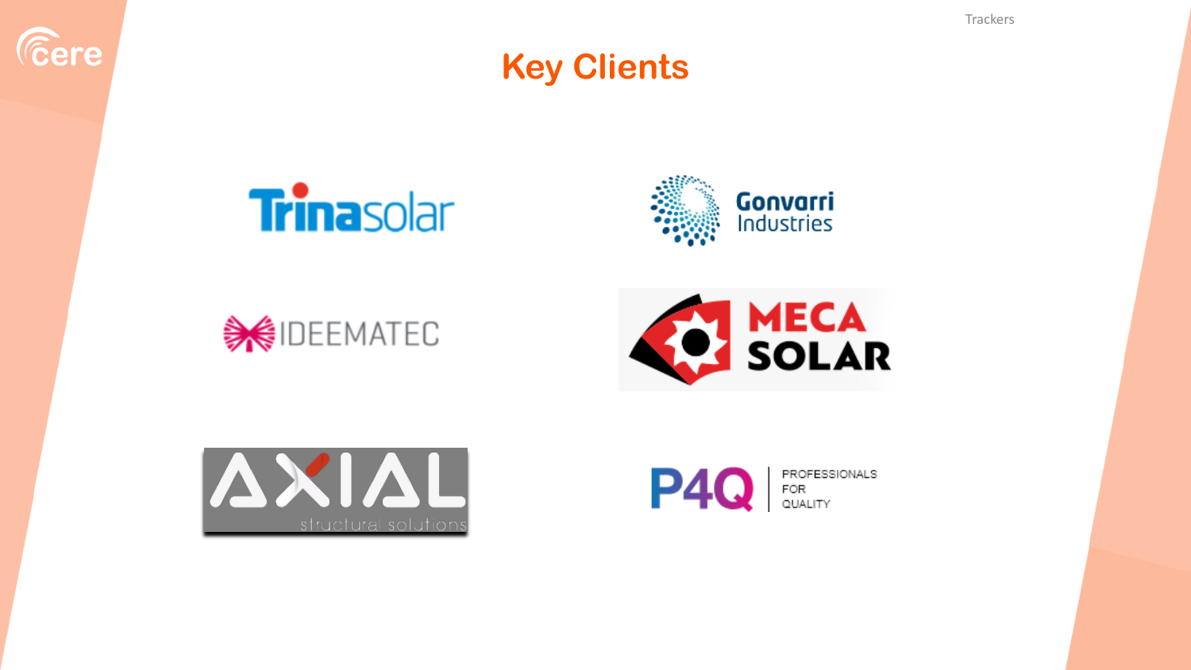# Key Clients

Trinasolar

Gonvarri Industries

IDEEMATEC

MECA SOLAR

AXIAL structural solutions

P4Q PROFESSIONALS FOR QUALITY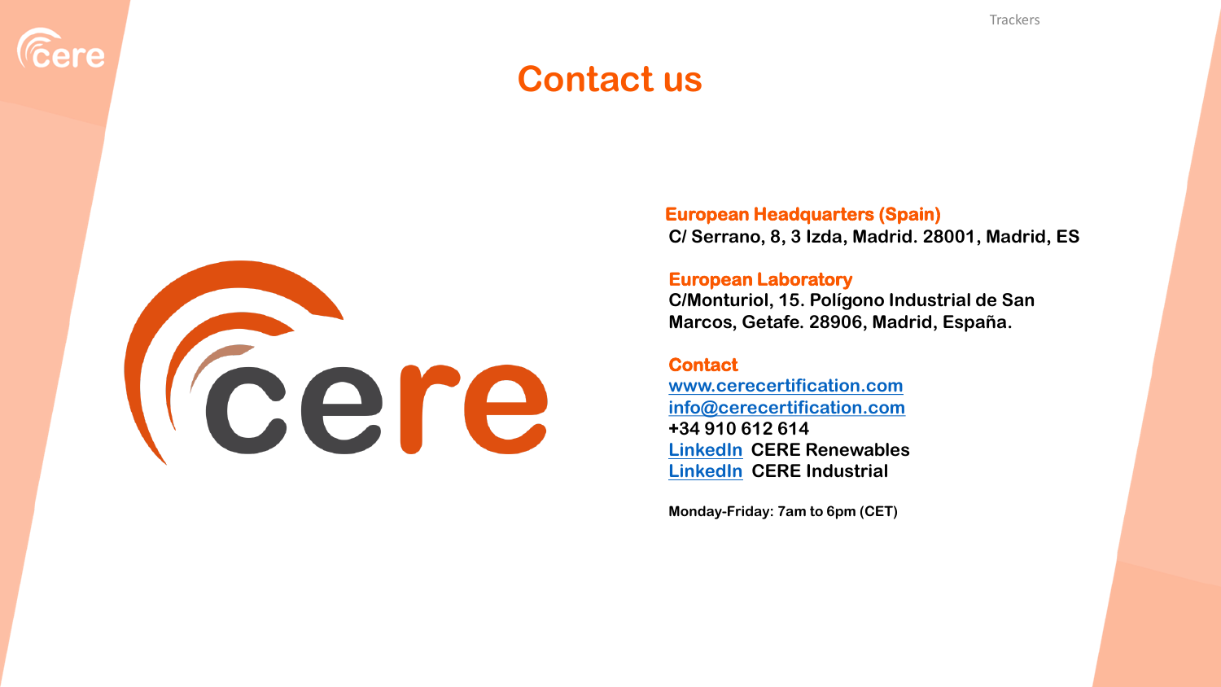# Contact us

**European Headquarters (Spain)**
**C/ Serrano, 8, 3 Izda, Madrid. 28001, Madrid, ES**

**European Laboratory**
**C/Monturiol, 15. Polígono Industrial de San Marcos, Getafe. 28906, Madrid, España.**

**Contact**
**www.cerecertification.com**
**info@cerecertification.com**
**+34 910 612 614**
**LinkedIn CERE Renewables**
**LinkedIn CERE Industrial**

**Monday-Friday: 7am to 6pm (CET)**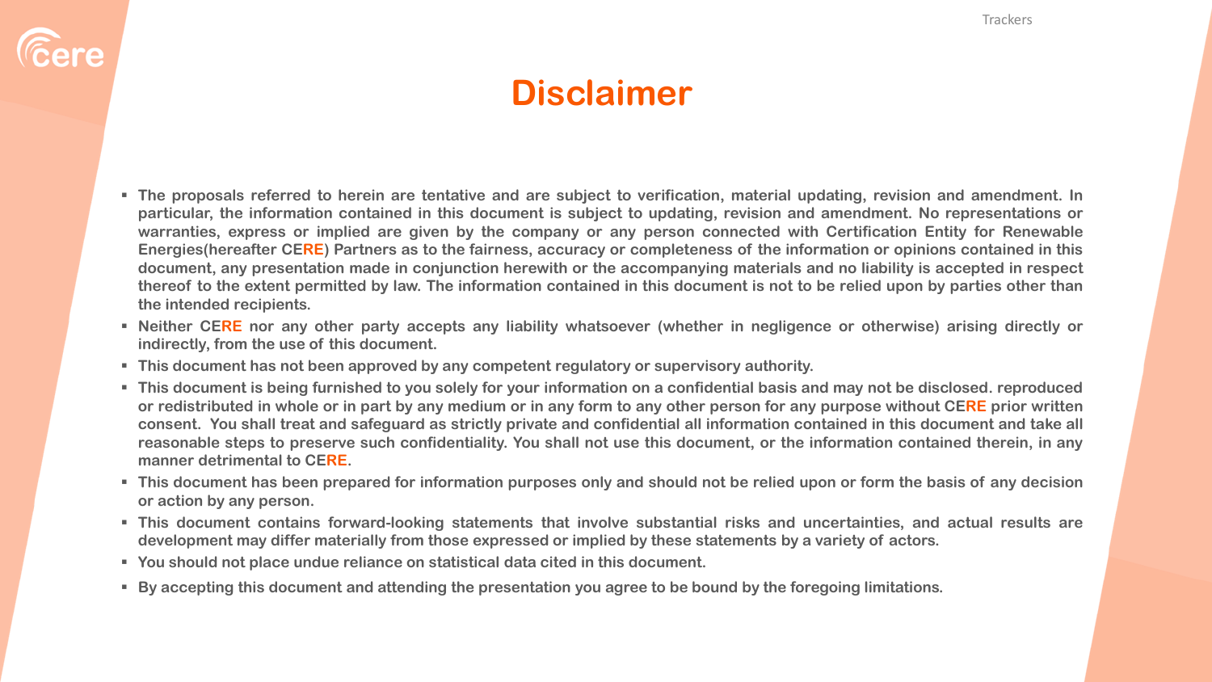# Disclaimer

- The proposals referred to herein are tentative and are subject to verification, material updating, revision and amendment. In particular, the information contained in this document is subject to updating, revision and amendment. No representations or warranties, express or implied are given by the company or any person connected with Certification Entity for Renewable Energies(hereafter CERE) Partners as to the fairness, accuracy or completeness of the information or opinions contained in this document, any presentation made in conjunction herewith or the accompanying materials and no liability is accepted in respect thereof to the extent permitted by law. The information contained in this document is not to be relied upon by parties other than the intended recipients.
- Neither CERE nor any other party accepts any liability whatsoever (whether in negligence or otherwise) arising directly or indirectly, from the use of this document.
- This document has not been approved by any competent regulatory or supervisory authority.
- This document is being furnished to you solely for your information on a confidential basis and may not be disclosed. reproduced or redistributed in whole or in part by any medium or in any form to any other person for any purpose without CERE prior written consent. You shall treat and safeguard as strictly private and confidential all information contained in this document and take all reasonable steps to preserve such confidentiality. You shall not use this document, or the information contained therein, in any manner detrimental to CERE.
- This document has been prepared for information purposes only and should not be relied upon or form the basis of any decision or action by any person.
- This document contains forward-looking statements that involve substantial risks and uncertainties, and actual results are development may differ materially from those expressed or implied by these statements by a variety of actors.
- You should not place undue reliance on statistical data cited in this document.
- By accepting this document and attending the presentation you agree to be bound by the foregoing limitations.